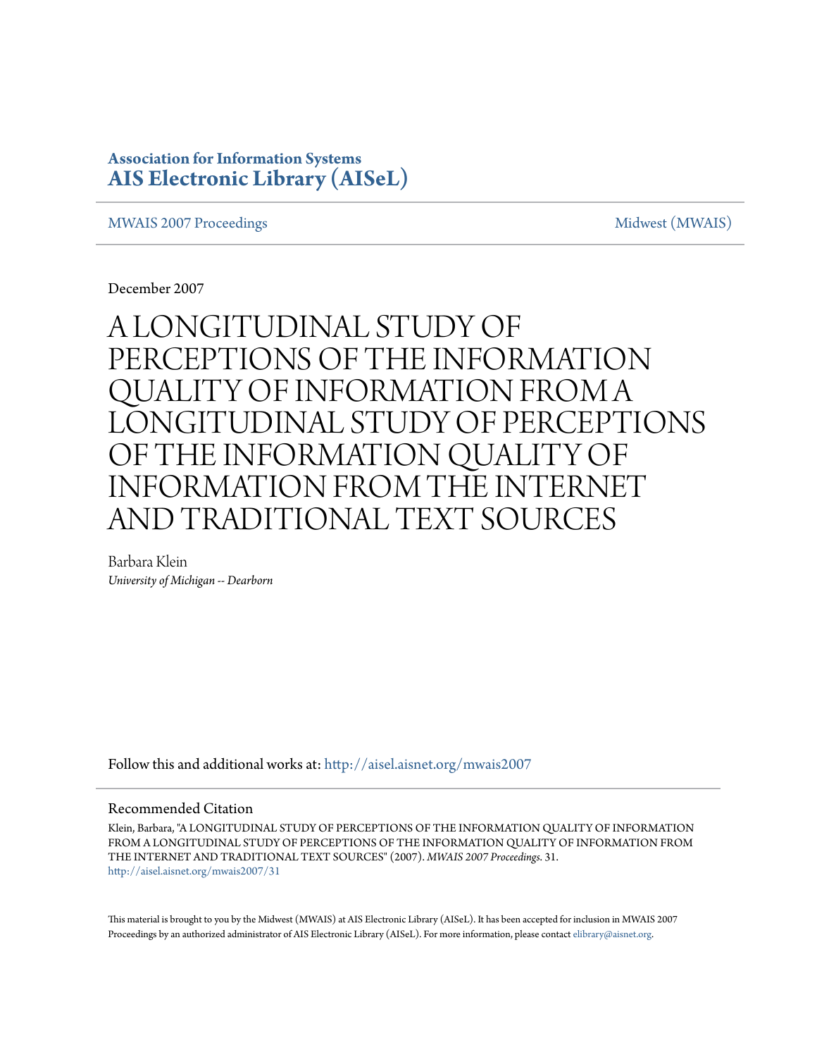**Association for Information Systems**
**AIS Electronic Library (AISeL)**

MWAIS 2007 Proceedings | Midwest (MWAIS)

December 2007

# A LONGITUDINAL STUDY OF PERCEPTIONS OF THE INFORMATION QUALITY OF INFORMATION FROM A LONGITUDINAL STUDY OF PERCEPTIONS OF THE INFORMATION QUALITY OF INFORMATION FROM THE INTERNET AND TRADITIONAL TEXT SOURCES

Barbara Klein
*University of Michigan -- Dearborn*

Follow this and additional works at: http://aisel.aisnet.org/mwais2007

## Recommended Citation

Klein, Barbara, "A LONGITUDINAL STUDY OF PERCEPTIONS OF THE INFORMATION QUALITY OF INFORMATION FROM A LONGITUDINAL STUDY OF PERCEPTIONS OF THE INFORMATION QUALITY OF INFORMATION FROM THE INTERNET AND TRADITIONAL TEXT SOURCES" (2007). *MWAIS 2007 Proceedings*. 31.
http://aisel.aisnet.org/mwais2007/31

This material is brought to you by the Midwest (MWAIS) at AIS Electronic Library (AISeL). It has been accepted for inclusion in MWAIS 2007 Proceedings by an authorized administrator of AIS Electronic Library (AISeL). For more information, please contact elibrary@aisnet.org.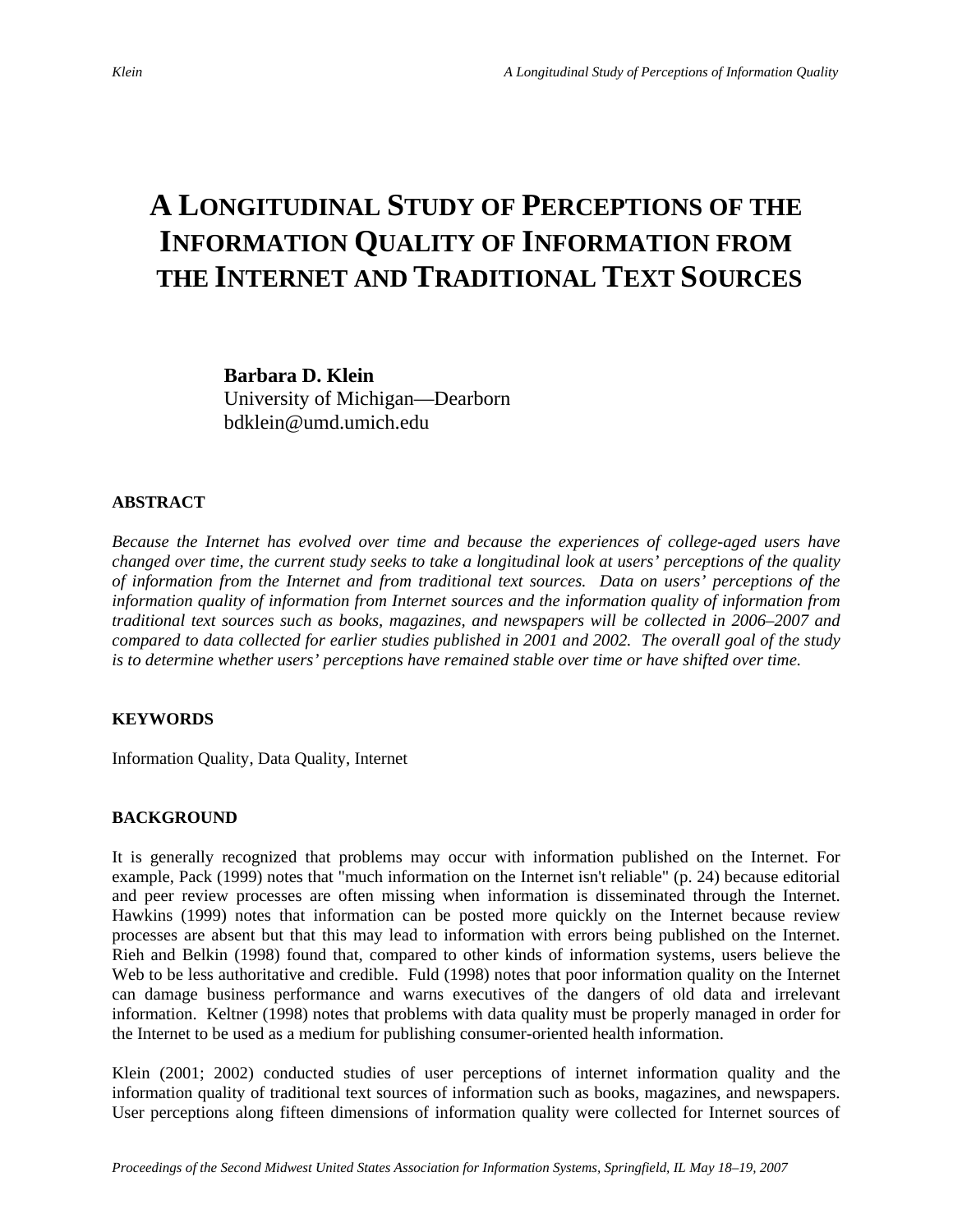# A LONGITUDINAL STUDY OF PERCEPTIONS OF THE INFORMATION QUALITY OF INFORMATION FROM THE INTERNET AND TRADITIONAL TEXT SOURCES

**Barbara D. Klein**
University of Michigan—Dearborn
bdklein@umd.umich.edu

### ABSTRACT

*Because the Internet has evolved over time and because the experiences of college-aged users have changed over time, the current study seeks to take a longitudinal look at users' perceptions of the quality of information from the Internet and from traditional text sources. Data on users' perceptions of the information quality of information from Internet sources and the information quality of information from traditional text sources such as books, magazines, and newspapers will be collected in 2006–2007 and compared to data collected for earlier studies published in 2001 and 2002. The overall goal of the study is to determine whether users' perceptions have remained stable over time or have shifted over time.*

### KEYWORDS

Information Quality, Data Quality, Internet

### BACKGROUND

It is generally recognized that problems may occur with information published on the Internet. For example, Pack (1999) notes that "much information on the Internet isn't reliable" (p. 24) because editorial and peer review processes are often missing when information is disseminated through the Internet. Hawkins (1999) notes that information can be posted more quickly on the Internet because review processes are absent but that this may lead to information with errors being published on the Internet. Rieh and Belkin (1998) found that, compared to other kinds of information systems, users believe the Web to be less authoritative and credible. Fuld (1998) notes that poor information quality on the Internet can damage business performance and warns executives of the dangers of old data and irrelevant information. Keltner (1998) notes that problems with data quality must be properly managed in order for the Internet to be used as a medium for publishing consumer-oriented health information.

Klein (2001; 2002) conducted studies of user perceptions of internet information quality and the information quality of traditional text sources of information such as books, magazines, and newspapers. User perceptions along fifteen dimensions of information quality were collected for Internet sources of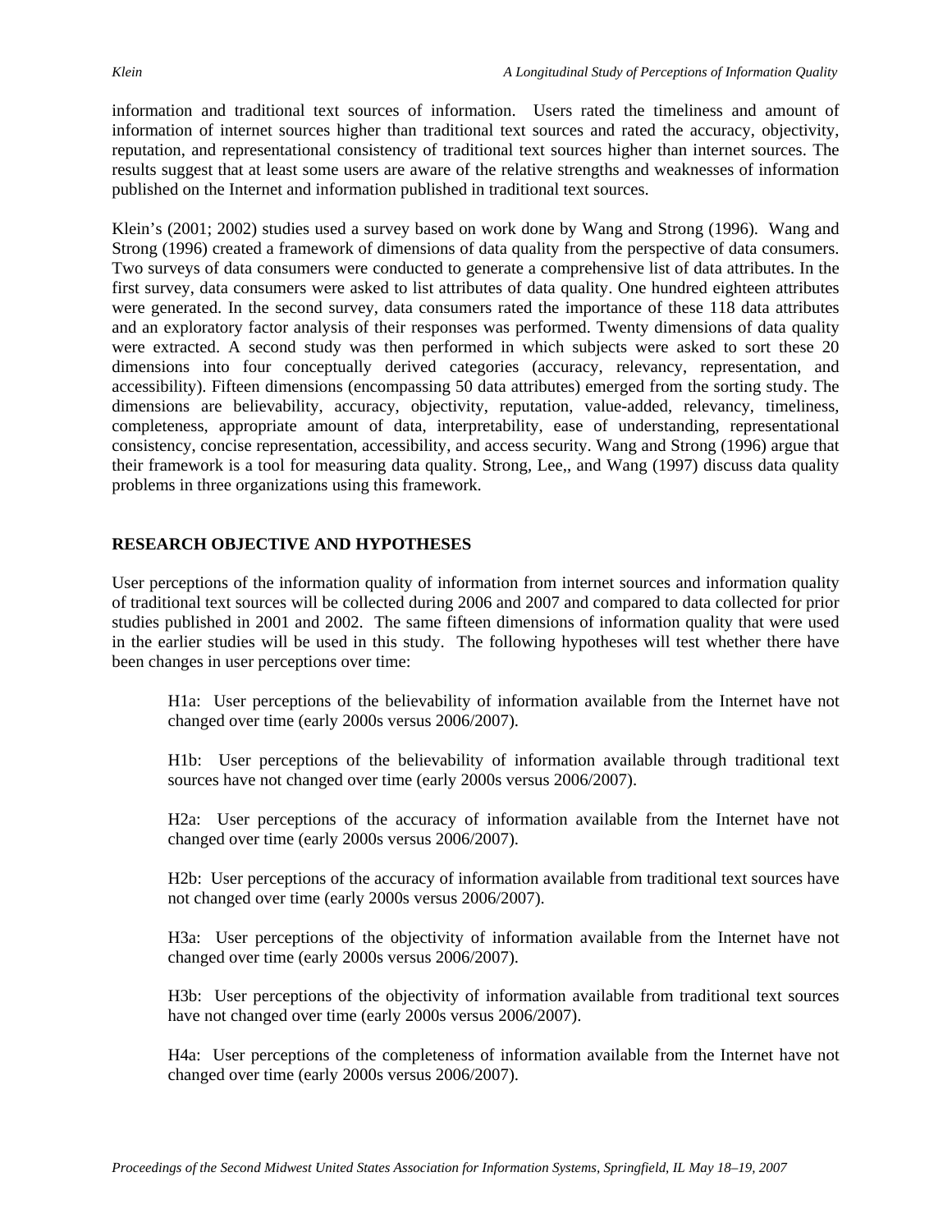information and traditional text sources of information. Users rated the timeliness and amount of information of internet sources higher than traditional text sources and rated the accuracy, objectivity, reputation, and representational consistency of traditional text sources higher than internet sources. The results suggest that at least some users are aware of the relative strengths and weaknesses of information published on the Internet and information published in traditional text sources.

Klein's (2001; 2002) studies used a survey based on work done by Wang and Strong (1996). Wang and Strong (1996) created a framework of dimensions of data quality from the perspective of data consumers. Two surveys of data consumers were conducted to generate a comprehensive list of data attributes. In the first survey, data consumers were asked to list attributes of data quality. One hundred eighteen attributes were generated. In the second survey, data consumers rated the importance of these 118 data attributes and an exploratory factor analysis of their responses was performed. Twenty dimensions of data quality were extracted. A second study was then performed in which subjects were asked to sort these 20 dimensions into four conceptually derived categories (accuracy, relevancy, representation, and accessibility). Fifteen dimensions (encompassing 50 data attributes) emerged from the sorting study. The dimensions are believability, accuracy, objectivity, reputation, value-added, relevancy, timeliness, completeness, appropriate amount of data, interpretability, ease of understanding, representational consistency, concise representation, accessibility, and access security. Wang and Strong (1996) argue that their framework is a tool for measuring data quality. Strong, Lee,, and Wang (1997) discuss data quality problems in three organizations using this framework.

## RESEARCH OBJECTIVE AND HYPOTHESES

User perceptions of the information quality of information from internet sources and information quality of traditional text sources will be collected during 2006 and 2007 and compared to data collected for prior studies published in 2001 and 2002. The same fifteen dimensions of information quality that were used in the earlier studies will be used in this study. The following hypotheses will test whether there have been changes in user perceptions over time:

H1a: User perceptions of the believability of information available from the Internet have not changed over time (early 2000s versus 2006/2007).

H1b: User perceptions of the believability of information available through traditional text sources have not changed over time (early 2000s versus 2006/2007).

H2a: User perceptions of the accuracy of information available from the Internet have not changed over time (early 2000s versus 2006/2007).

H2b: User perceptions of the accuracy of information available from traditional text sources have not changed over time (early 2000s versus 2006/2007).

H3a: User perceptions of the objectivity of information available from the Internet have not changed over time (early 2000s versus 2006/2007).

H3b: User perceptions of the objectivity of information available from traditional text sources have not changed over time (early 2000s versus 2006/2007).

H4a: User perceptions of the completeness of information available from the Internet have not changed over time (early 2000s versus 2006/2007).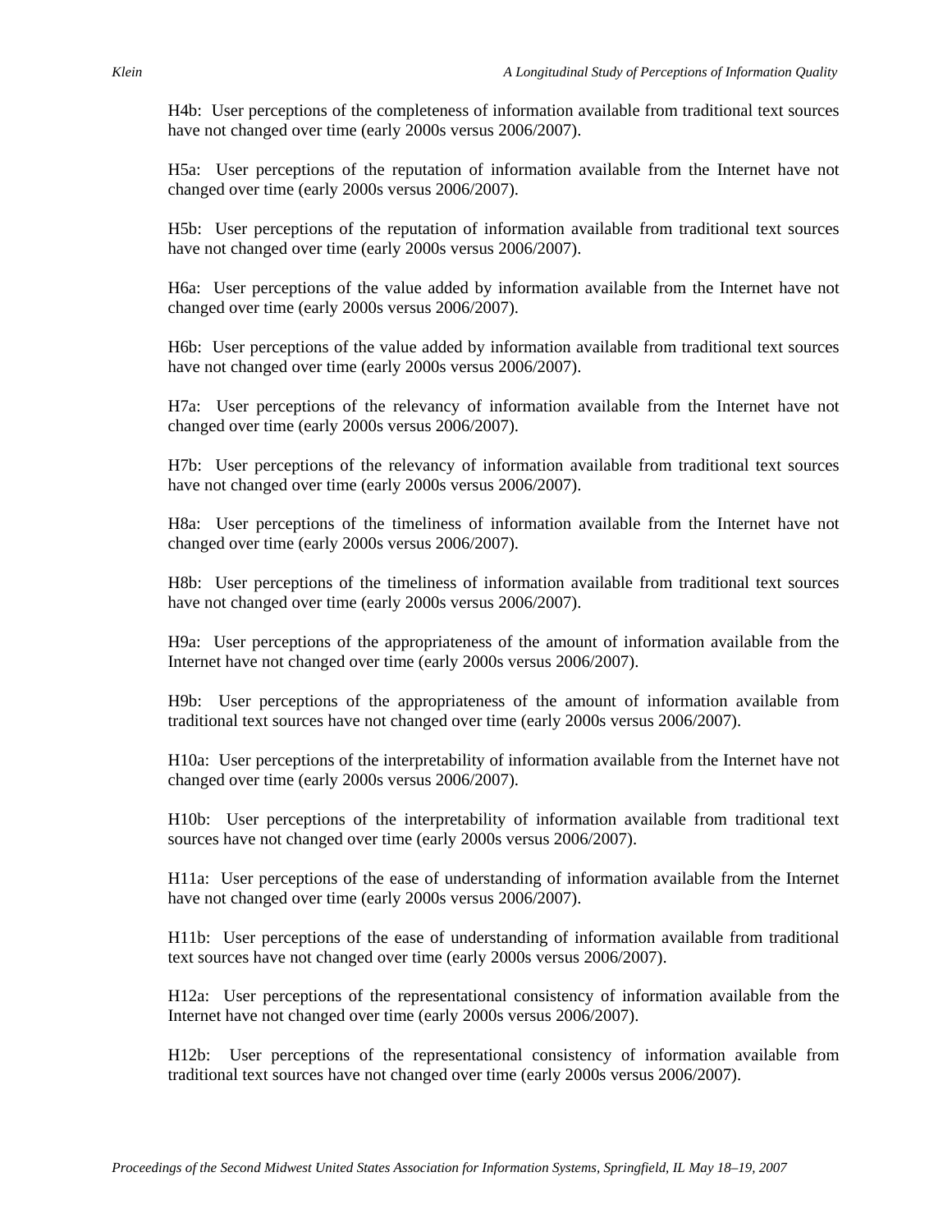H4b: User perceptions of the completeness of information available from traditional text sources have not changed over time (early 2000s versus 2006/2007).

H5a: User perceptions of the reputation of information available from the Internet have not changed over time (early 2000s versus 2006/2007).

H5b: User perceptions of the reputation of information available from traditional text sources have not changed over time (early 2000s versus 2006/2007).

H6a: User perceptions of the value added by information available from the Internet have not changed over time (early 2000s versus 2006/2007).

H6b: User perceptions of the value added by information available from traditional text sources have not changed over time (early 2000s versus 2006/2007).

H7a: User perceptions of the relevancy of information available from the Internet have not changed over time (early 2000s versus 2006/2007).

H7b: User perceptions of the relevancy of information available from traditional text sources have not changed over time (early 2000s versus 2006/2007).

H8a: User perceptions of the timeliness of information available from the Internet have not changed over time (early 2000s versus 2006/2007).

H8b: User perceptions of the timeliness of information available from traditional text sources have not changed over time (early 2000s versus 2006/2007).

H9a: User perceptions of the appropriateness of the amount of information available from the Internet have not changed over time (early 2000s versus 2006/2007).

H9b: User perceptions of the appropriateness of the amount of information available from traditional text sources have not changed over time (early 2000s versus 2006/2007).

H10a: User perceptions of the interpretability of information available from the Internet have not changed over time (early 2000s versus 2006/2007).

H10b: User perceptions of the interpretability of information available from traditional text sources have not changed over time (early 2000s versus 2006/2007).

H11a: User perceptions of the ease of understanding of information available from the Internet have not changed over time (early 2000s versus 2006/2007).

H11b: User perceptions of the ease of understanding of information available from traditional text sources have not changed over time (early 2000s versus 2006/2007).

H12a: User perceptions of the representational consistency of information available from the Internet have not changed over time (early 2000s versus 2006/2007).

H12b: User perceptions of the representational consistency of information available from traditional text sources have not changed over time (early 2000s versus 2006/2007).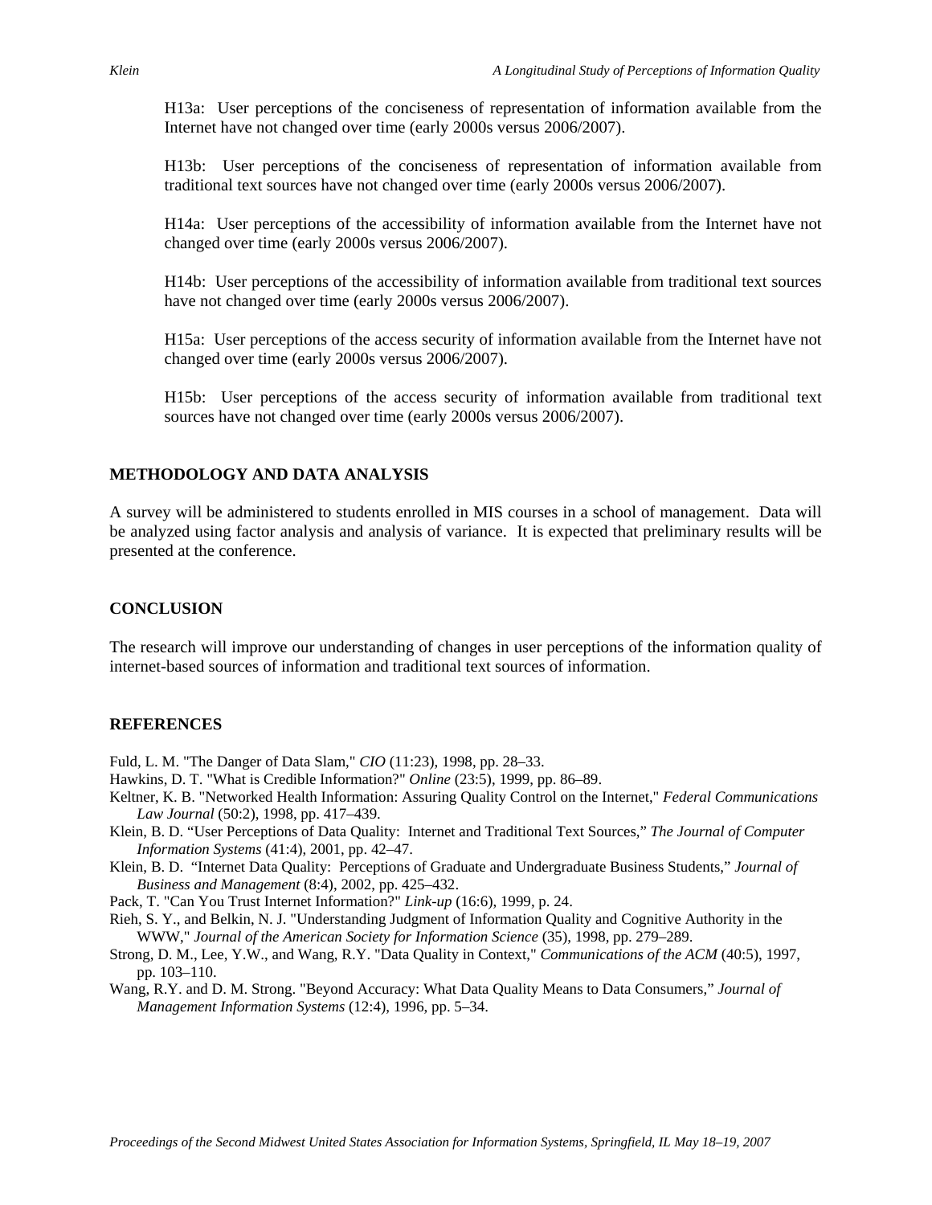H13a: User perceptions of the conciseness of representation of information available from the Internet have not changed over time (early 2000s versus 2006/2007).

H13b: User perceptions of the conciseness of representation of information available from traditional text sources have not changed over time (early 2000s versus 2006/2007).

H14a: User perceptions of the accessibility of information available from the Internet have not changed over time (early 2000s versus 2006/2007).

H14b: User perceptions of the accessibility of information available from traditional text sources have not changed over time (early 2000s versus 2006/2007).

H15a: User perceptions of the access security of information available from the Internet have not changed over time (early 2000s versus 2006/2007).

H15b: User perceptions of the access security of information available from traditional text sources have not changed over time (early 2000s versus 2006/2007).

## METHODOLOGY AND DATA ANALYSIS

A survey will be administered to students enrolled in MIS courses in a school of management. Data will be analyzed using factor analysis and analysis of variance. It is expected that preliminary results will be presented at the conference.

## CONCLUSION

The research will improve our understanding of changes in user perceptions of the information quality of internet-based sources of information and traditional text sources of information.

## REFERENCES

Fuld, L. M. "The Danger of Data Slam," *CIO* (11:23), 1998, pp. 28–33.

Hawkins, D. T. "What is Credible Information?" *Online* (23:5), 1999, pp. 86–89.

Keltner, K. B. "Networked Health Information: Assuring Quality Control on the Internet," *Federal Communications Law Journal* (50:2), 1998, pp. 417–439.

Klein, B. D. "User Perceptions of Data Quality: Internet and Traditional Text Sources," *The Journal of Computer Information Systems* (41:4), 2001, pp. 42–47.

Klein, B. D. "Internet Data Quality: Perceptions of Graduate and Undergraduate Business Students," *Journal of Business and Management* (8:4), 2002, pp. 425–432.

Pack, T. "Can You Trust Internet Information?" *Link-up* (16:6), 1999, p. 24.

Rieh, S. Y., and Belkin, N. J. "Understanding Judgment of Information Quality and Cognitive Authority in the WWW," *Journal of the American Society for Information Science* (35), 1998, pp. 279–289.

Strong, D. M., Lee, Y.W., and Wang, R.Y. "Data Quality in Context," *Communications of the ACM* (40:5), 1997, pp. 103–110.

Wang, R.Y. and D. M. Strong. "Beyond Accuracy: What Data Quality Means to Data Consumers," *Journal of Management Information Systems* (12:4), 1996, pp. 5–34.